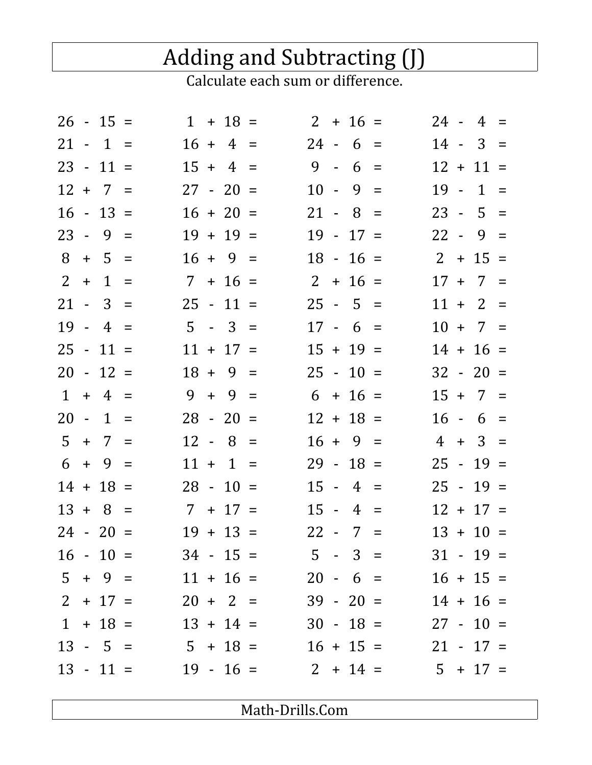# Adding and Subtracting (J)

Calculate each sum or difference.

| | | | |
|---|---|---|---|
| 26 - 15 = | 1 + 18 = | 2 + 16 = | 24 - 4 = |
| 21 - 1 = | 16 + 4 = | 24 - 6 = | 14 - 3 = |
| 23 - 11 = | 15 + 4 = | 9 - 6 = | 12 + 11 = |
| 12 + 7 = | 27 - 20 = | 10 - 9 = | 19 - 1 = |
| 16 - 13 = | 16 + 20 = | 21 - 8 = | 23 - 5 = |
| 23 - 9 = | 19 + 19 = | 19 - 17 = | 22 - 9 = |
| 8 + 5 = | 16 + 9 = | 18 - 16 = | 2 + 15 = |
| 2 + 1 = | 7 + 16 = | 2 + 16 = | 17 + 7 = |
| 21 - 3 = | 25 - 11 = | 25 - 5 = | 11 + 2 = |
| 19 - 4 = | 5 - 3 = | 17 - 6 = | 10 + 7 = |
| 25 - 11 = | 11 + 17 = | 15 + 19 = | 14 + 16 = |
| 20 - 12 = | 18 + 9 = | 25 - 10 = | 32 - 20 = |
| 1 + 4 = | 9 + 9 = | 6 + 16 = | 15 + 7 = |
| 20 - 1 = | 28 - 20 = | 12 + 18 = | 16 - 6 = |
| 5 + 7 = | 12 - 8 = | 16 + 9 = | 4 + 3 = |
| 6 + 9 = | 11 + 1 = | 29 - 18 = | 25 - 19 = |
| 14 + 18 = | 28 - 10 = | 15 - 4 = | 25 - 19 = |
| 13 + 8 = | 7 + 17 = | 15 - 4 = | 12 + 17 = |
| 24 - 20 = | 19 + 13 = | 22 - 7 = | 13 + 10 = |
| 16 - 10 = | 34 - 15 = | 5 - 3 = | 31 - 19 = |
| 5 + 9 = | 11 + 16 = | 20 - 6 = | 16 + 15 = |
| 2 + 17 = | 20 + 2 = | 39 - 20 = | 14 + 16 = |
| 1 + 18 = | 13 + 14 = | 30 - 18 = | 27 - 10 = |
| 13 - 5 = | 5 + 18 = | 16 + 15 = | 21 - 17 = |
| 13 - 11 = | 19 - 16 = | 2 + 14 = | 5 + 17 = |

Math-Drills.Com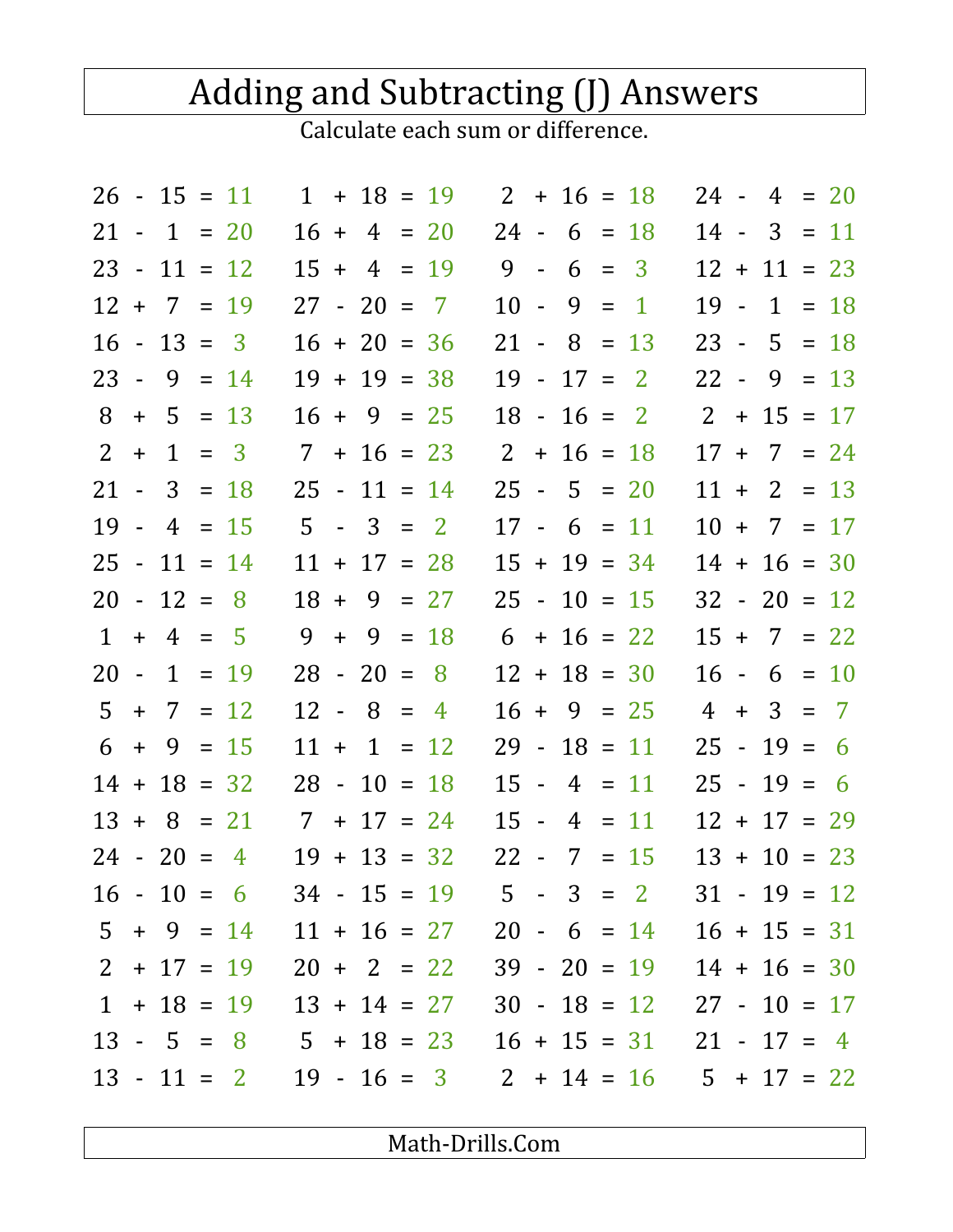# Adding and Subtracting (J) Answers

Calculate each sum or difference.

| | | | |
|---|---|---|---|
| 26 - 15 = 11 | 1 + 18 = 19 | 2 + 16 = 18 | 24 - 4 = 20 |
| 21 - 1 = 20 | 16 + 4 = 20 | 24 - 6 = 18 | 14 - 3 = 11 |
| 23 - 11 = 12 | 15 + 4 = 19 | 9 - 6 = 3 | 12 + 11 = 23 |
| 12 + 7 = 19 | 27 - 20 = 7 | 10 - 9 = 1 | 19 - 1 = 18 |
| 16 - 13 = 3 | 16 + 20 = 36 | 21 - 8 = 13 | 23 - 5 = 18 |
| 23 - 9 = 14 | 19 + 19 = 38 | 19 - 17 = 2 | 22 - 9 = 13 |
| 8 + 5 = 13 | 16 + 9 = 25 | 18 - 16 = 2 | 2 + 15 = 17 |
| 2 + 1 = 3 | 7 + 16 = 23 | 2 + 16 = 18 | 17 + 7 = 24 |
| 21 - 3 = 18 | 25 - 11 = 14 | 25 - 5 = 20 | 11 + 2 = 13 |
| 19 - 4 = 15 | 5 - 3 = 2 | 17 - 6 = 11 | 10 + 7 = 17 |
| 25 - 11 = 14 | 11 + 17 = 28 | 15 + 19 = 34 | 14 + 16 = 30 |
| 20 - 12 = 8 | 18 + 9 = 27 | 25 - 10 = 15 | 32 - 20 = 12 |
| 1 + 4 = 5 | 9 + 9 = 18 | 6 + 16 = 22 | 15 + 7 = 22 |
| 20 - 1 = 19 | 28 - 20 = 8 | 12 + 18 = 30 | 16 - 6 = 10 |
| 5 + 7 = 12 | 12 - 8 = 4 | 16 + 9 = 25 | 4 + 3 = 7 |
| 6 + 9 = 15 | 11 + 1 = 12 | 29 - 18 = 11 | 25 - 19 = 6 |
| 14 + 18 = 32 | 28 - 10 = 18 | 15 - 4 = 11 | 25 - 19 = 6 |
| 13 + 8 = 21 | 7 + 17 = 24 | 15 - 4 = 11 | 12 + 17 = 29 |
| 24 - 20 = 4 | 19 + 13 = 32 | 22 - 7 = 15 | 13 + 10 = 23 |
| 16 - 10 = 6 | 34 - 15 = 19 | 5 - 3 = 2 | 31 - 19 = 12 |
| 5 + 9 = 14 | 11 + 16 = 27 | 20 - 6 = 14 | 16 + 15 = 31 |
| 2 + 17 = 19 | 20 + 2 = 22 | 39 - 20 = 19 | 14 + 16 = 30 |
| 1 + 18 = 19 | 13 + 14 = 27 | 30 - 18 = 12 | 27 - 10 = 17 |
| 13 - 5 = 8 | 5 + 18 = 23 | 16 + 15 = 31 | 21 - 17 = 4 |
| 13 - 11 = 2 | 19 - 16 = 3 | 2 + 14 = 16 | 5 + 17 = 22 |

Math-Drills.Com